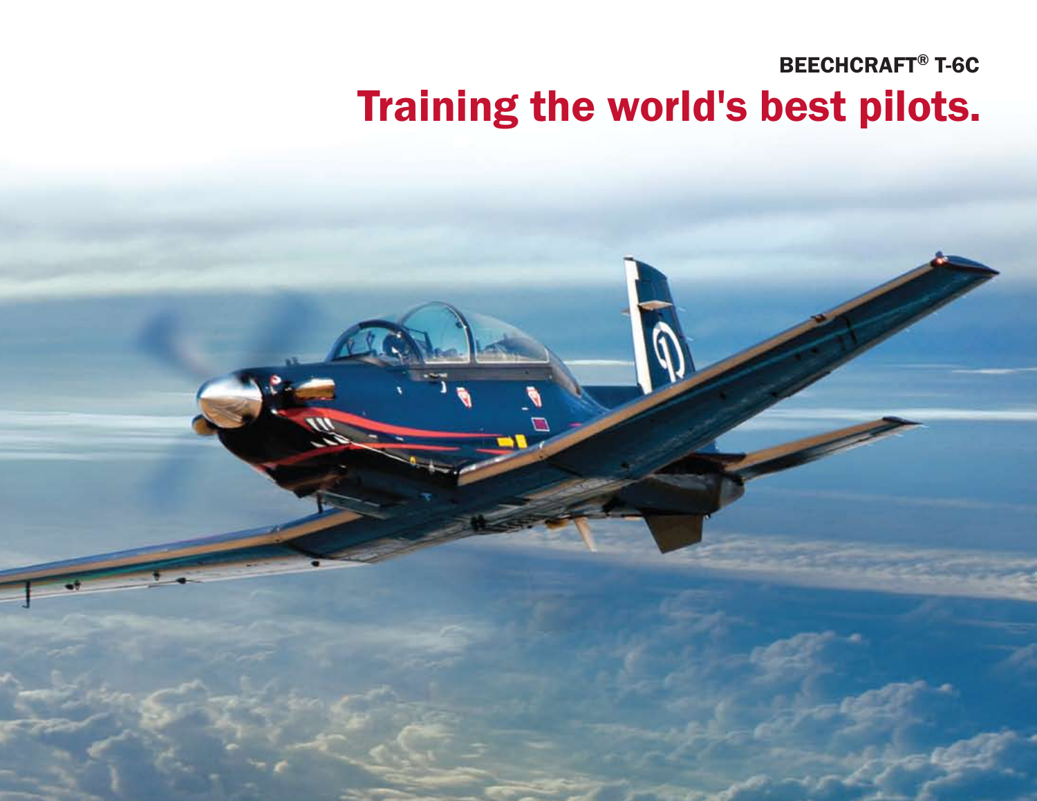BEECHCRAFT® T-6C

# Training the world's best pilots.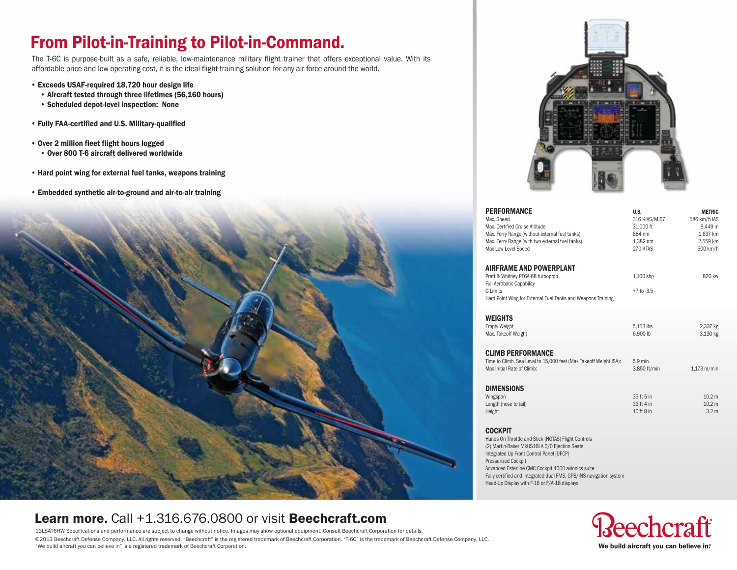# From Pilot-in-Training to Pilot-in-Command.

The T-6C is purpose-built as a safe, reliable, low-maintenance military flight trainer that offers exceptional value. With its affordable price and low operating cost, it is the ideal flight training solution for any air force around the world.

- **Exceeds USAF-required 18,720 hour design life**
  - **Aircraft tested through three lifetimes (56,160 hours)**
  - **Scheduled depot-level inspection: None**
- **Fully FAA-certified and U.S. Military-qualified**
- **Over 2 million fleet flight hours logged**
  - **Over 800 T-6 aircraft delivered worldwide**
- **Hard point wing for external fuel tanks, weapons training**
- **Embedded synthetic air-to-ground and air-to-air training**

| PERFORMANCE | U.S. | METRIC |
|---|---|---|
| Max. Speed | 316 KIAS/M.67 | 586 km/h IAS |
| Max. Certified Cruise Altitude | 31,000 ft | 9,449 m |
| Max. Ferry Range (without external fuel tanks) | 884 nm | 1,637 km |
| Max. Ferry Range (with two external fuel tanks) | 1,382 nm | 2,559 km |
| Max Low Level Speed | 270 KTAS | 500 km/h |
| **AIRFRAME AND POWERPLANT** | | |
| Pratt & Whitney PT6A-68 turboprop | 1,100 shp | 820 kw |
| Full Aerobatic Capability | | |
| G Limits: | +7 to -3.5 | |
| Hard Point Wing for External Fuel Tanks and Weapons Training | | |
| **WEIGHTS** | | |
| Empty Weight | 5,153 lbs | 2,337 kg |
| Max. Takeoff Weight | 6,900 lb | 3,130 kg |
| **CLIMB PERFORMANCE** | | |
| Time to Climb, Sea Level to 15,000 feet (Max Takeoff Weight,ISA): | 5.9 min | |
| Max Initial Rate of Climb: | 3,850 ft/min | 1,173 m/min |
| **DIMENSIONS** | | |
| Wingspan | 33 ft 5 in | 10.2 m |
| Length (nose to tail) | 33 ft 4 in | 10.2 m |
| Height | 10 ft 8 in | 3.2 m |

## COCKPIT

Hands On Throttle and Stick (HOTAS) Flight Controls
(2) Martin-Baker MkUS16LA 0/0 Ejection Seats
Integrated Up Front Control Panel (UFCP)
Pressurized Cockpit
Advanced Esterline CMC Cockpit 4000 avionics suite
Fully certified and integrated dual FMS, GPS/INS navigation system
Head-Up Display with F-16 or F/A-18 displays

## **Learn more.** Call +1.316.676.0800 or visit **Beechcraft.com**

13LSAT6HW Specifications and performance are subject to change without notice. Images may show optional equipment. Consult Beechcraft Corporation for details.
©2013 Beechcraft Defense Company, LLC. All rights reserved. "Beechcraft" is the registered trademark of Beechcraft Corporation. "T-6C" is the trademark of Beechcraft Defense Company, LLC. "We build aircraft you can believe in" is a registered trademark of Beechcraft Corporation.

Beechcraft®
**We build aircraft you can believe in.®**